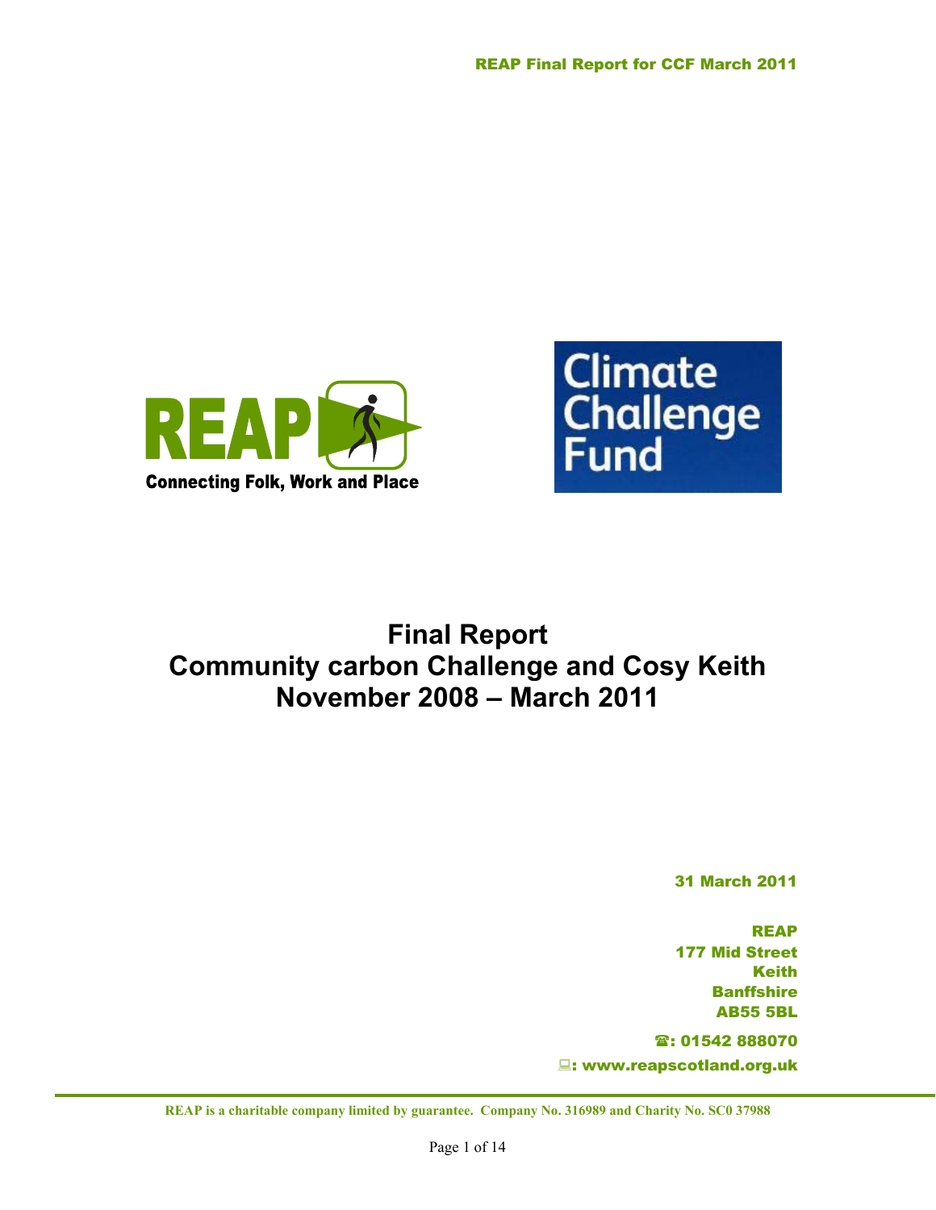REAP

Connecting Folk, Work and Place

Climate Challenge Fund

# Final Report
# Community carbon Challenge and Cosy Keith
# November 2008 – March 2011

31 March 2011

REAP
177 Mid Street
Keith
Banffshire
AB55 5BL

☎: 01542 888070

💻: www.reapscotland.org.uk

REAP is a charitable company limited by guarantee. Company No. 316989 and Charity No. SC0 37988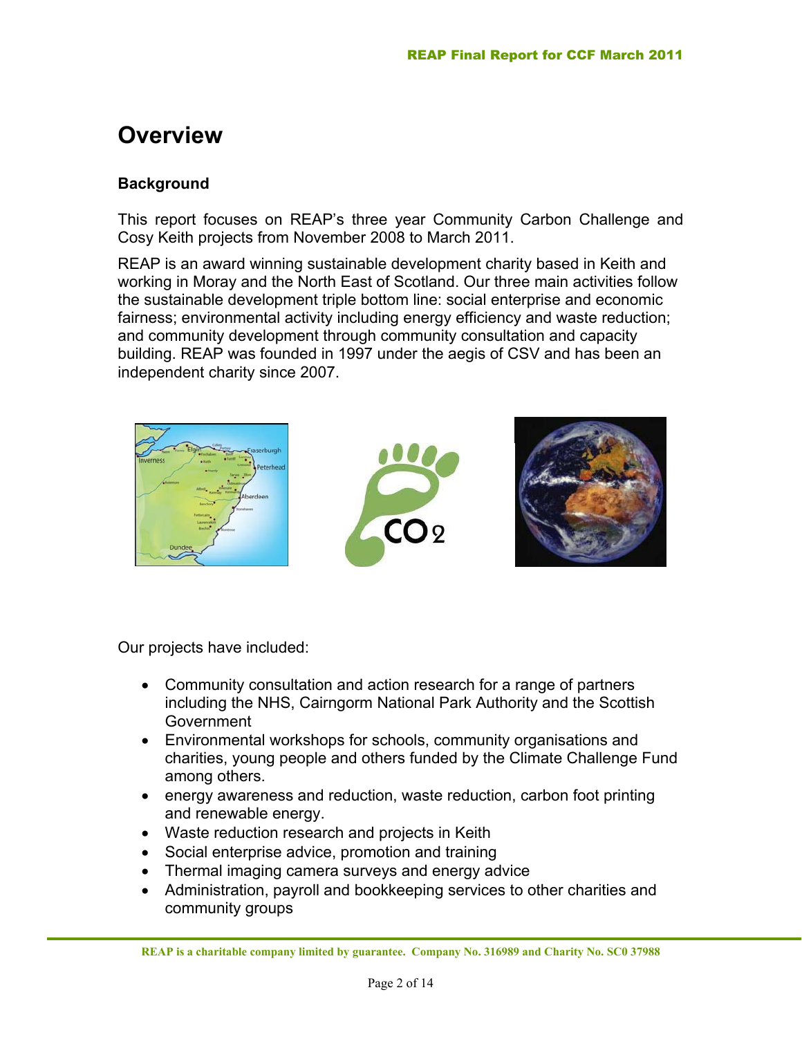# Overview

### Background

This report focuses on REAP's three year Community Carbon Challenge and Cosy Keith projects from November 2008 to March 2011.

REAP is an award winning sustainable development charity based in Keith and working in Moray and the North East of Scotland. Our three main activities follow the sustainable development triple bottom line: social enterprise and economic fairness; environmental activity including energy efficiency and waste reduction; and community development through community consultation and capacity building. REAP was founded in 1997 under the aegis of CSV and has been an independent charity since 2007.

Our projects have included:

- Community consultation and action research for a range of partners including the NHS, Cairngorm National Park Authority and the Scottish Government
- Environmental workshops for schools, community organisations and charities, young people and others funded by the Climate Challenge Fund among others.
- energy awareness and reduction, waste reduction, carbon foot printing and renewable energy.
- Waste reduction research and projects in Keith
- Social enterprise advice, promotion and training
- Thermal imaging camera surveys and energy advice
- Administration, payroll and bookkeeping services to other charities and community groups

REAP is a charitable company limited by guarantee. Company No. 316989 and Charity No. SC0 37988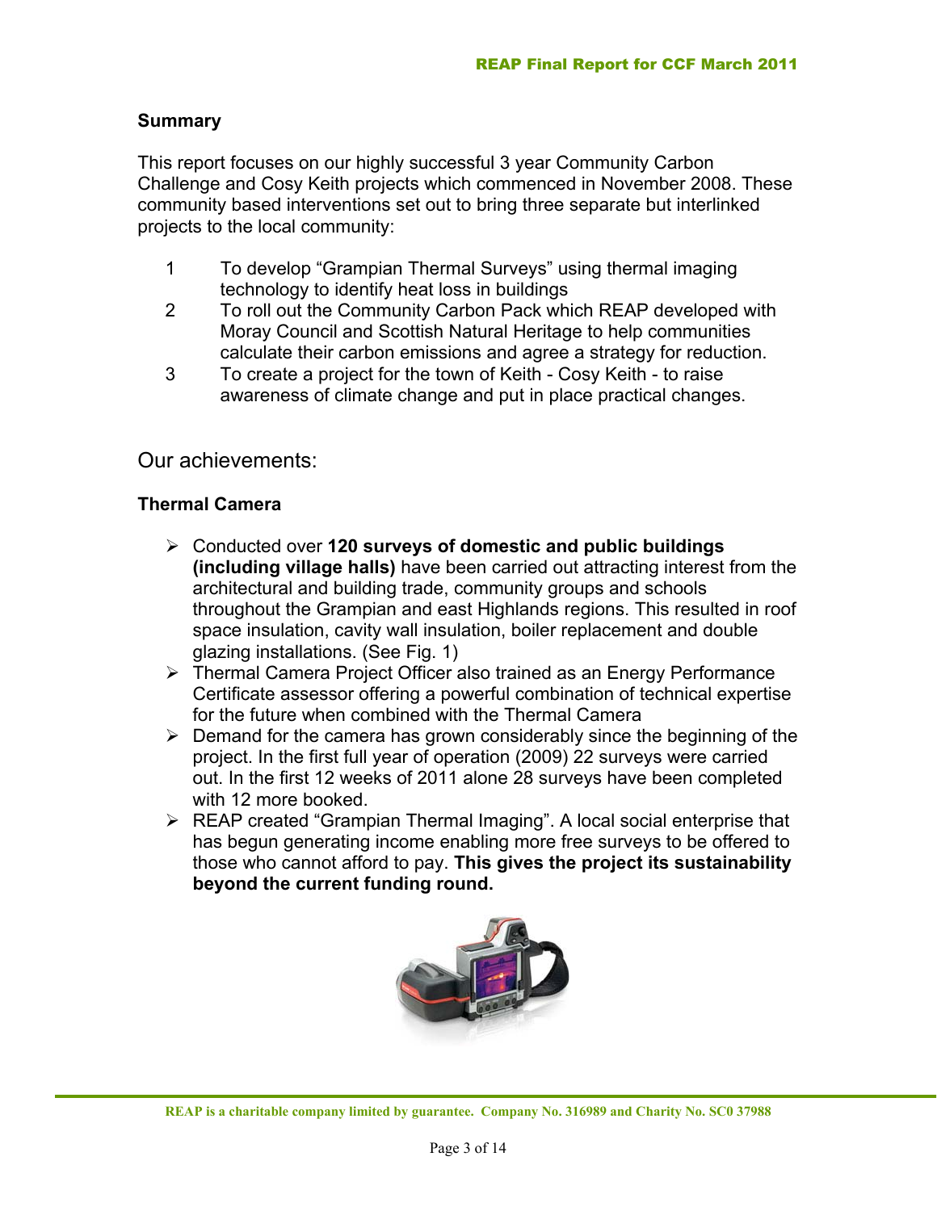## Summary

This report focuses on our highly successful 3 year Community Carbon Challenge and Cosy Keith projects which commenced in November 2008. These community based interventions set out to bring three separate but interlinked projects to the local community:

1. To develop "Grampian Thermal Surveys" using thermal imaging technology to identify heat loss in buildings
2. To roll out the Community Carbon Pack which REAP developed with Moray Council and Scottish Natural Heritage to help communities calculate their carbon emissions and agree a strategy for reduction.
3. To create a project for the town of Keith - Cosy Keith - to raise awareness of climate change and put in place practical changes.

## Our achievements:

### Thermal Camera

- Conducted over **120 surveys of domestic and public buildings (including village halls)** have been carried out attracting interest from the architectural and building trade, community groups and schools throughout the Grampian and east Highlands regions. This resulted in roof space insulation, cavity wall insulation, boiler replacement and double glazing installations. (See Fig. 1)
- Thermal Camera Project Officer also trained as an Energy Performance Certificate assessor offering a powerful combination of technical expertise for the future when combined with the Thermal Camera
- Demand for the camera has grown considerably since the beginning of the project. In the first full year of operation (2009) 22 surveys were carried out. In the first 12 weeks of 2011 alone 28 surveys have been completed with 12 more booked.
- REAP created "Grampian Thermal Imaging". A local social enterprise that has begun generating income enabling more free surveys to be offered to those who cannot afford to pay. **This gives the project its sustainability beyond the current funding round.**

REAP is a charitable company limited by guarantee. Company No. 316989 and Charity No. SC0 37988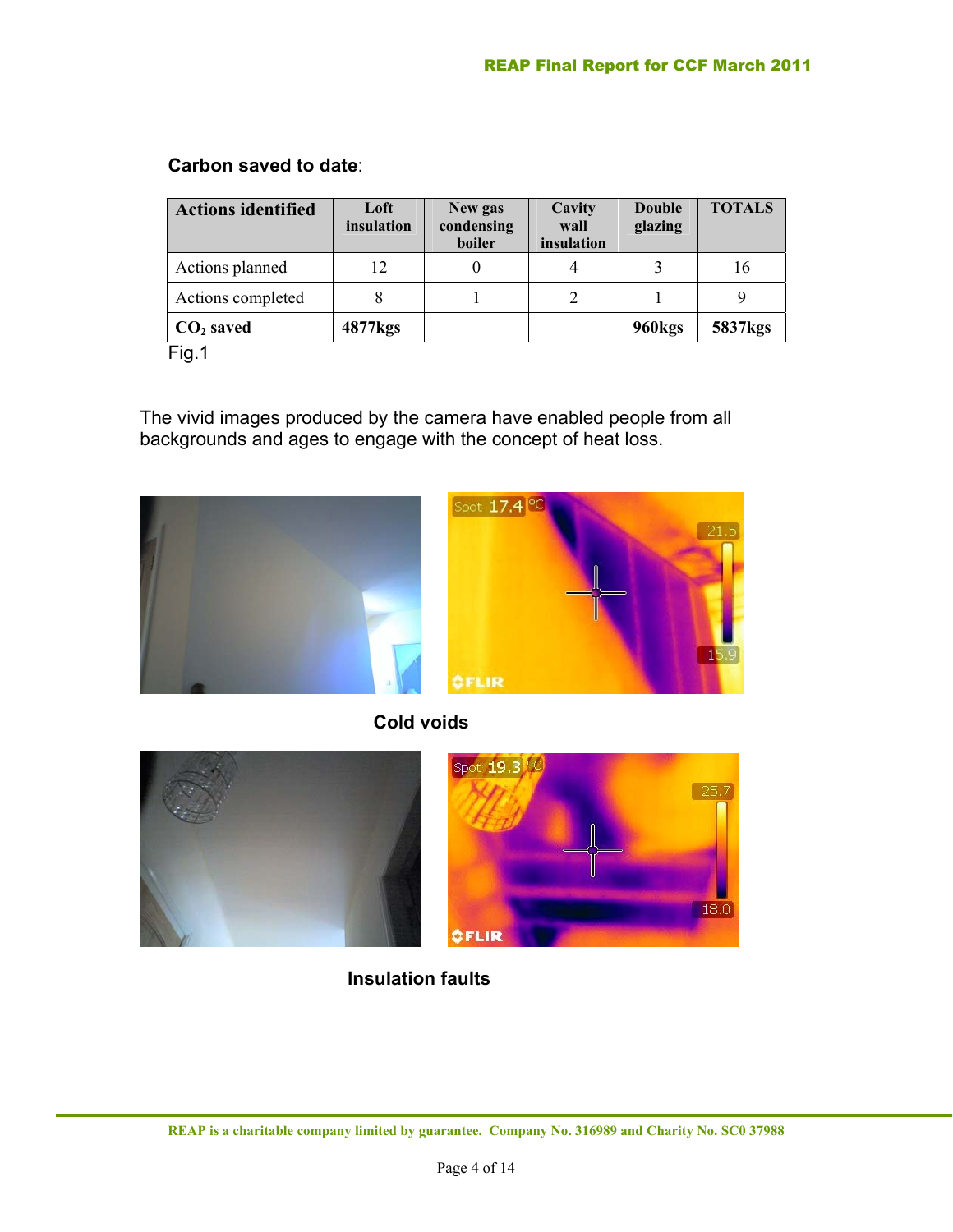**Carbon saved to date**:

| Actions identified | Loft insulation | New gas condensing boiler | Cavity wall insulation | Double glazing | TOTALS |
|---|---|---|---|---|---|
| Actions planned | 12 | 0 | 4 | 3 | 16 |
| Actions completed | 8 | 1 | 2 | 1 | 9 |
| **$CO_2$ saved** | **4877kgs** | | | **960kgs** | **5837kgs** |

Fig.1

The vivid images produced by the camera have enabled people from all backgrounds and ages to engage with the concept of heat loss.

**Cold voids**

**Insulation faults**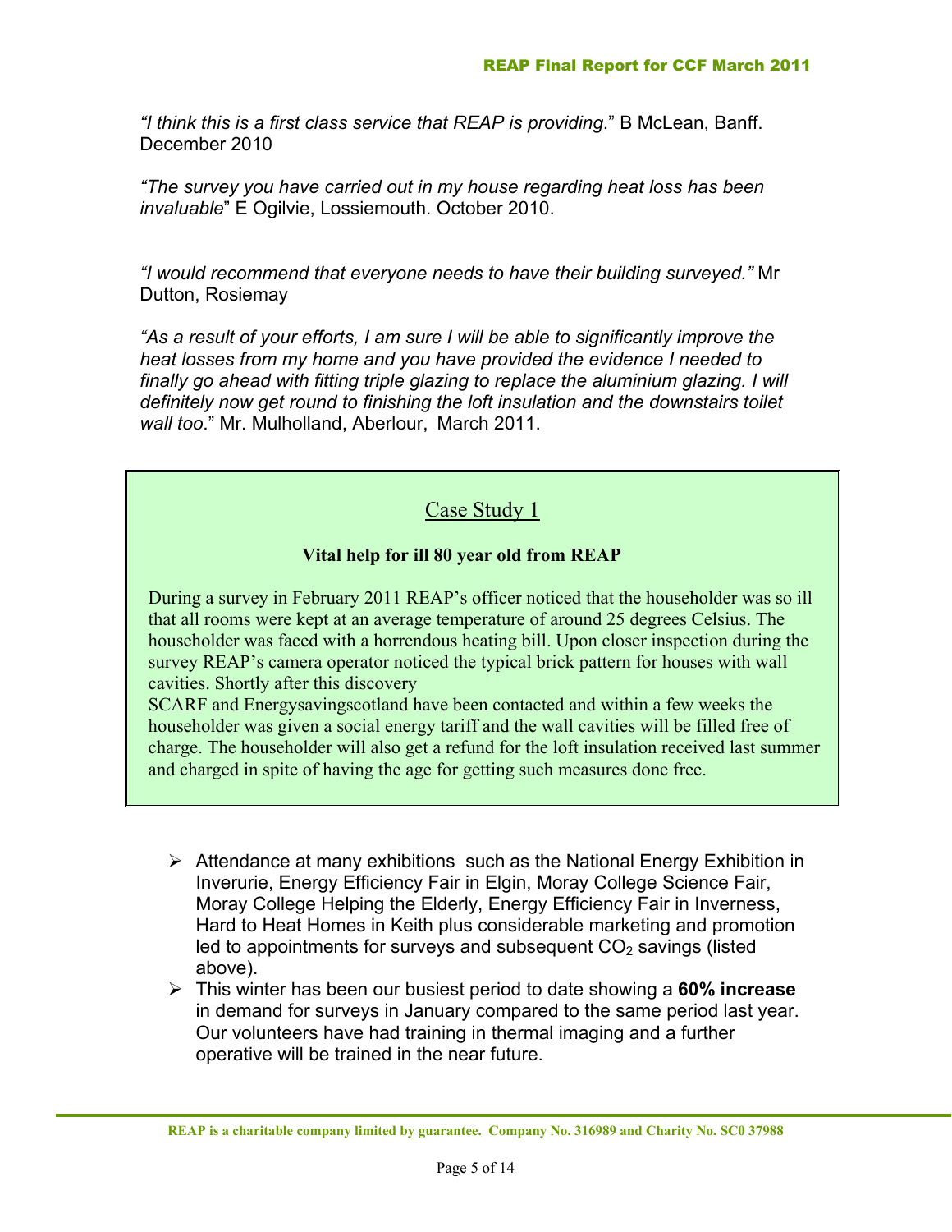*"I think this is a first class service that REAP is providing.*" B McLean, Banff. December 2010

*"The survey you have carried out in my house regarding heat loss has been invaluable*" E Ogilvie, Lossiemouth. October 2010.

*"I would recommend that everyone needs to have their building surveyed."* Mr Dutton, Rosiemay

*"As a result of your efforts, I am sure I will be able to significantly improve the heat losses from my home and you have provided the evidence I needed to finally go ahead with fitting triple glazing to replace the aluminium glazing. I will definitely now get round to finishing the loft insulation and the downstairs toilet wall too*." Mr. Mulholland, Aberlour, March 2011.

> ## Case Study 1
>
> **Vital help for ill 80 year old from REAP**
>
> During a survey in February 2011 REAP's officer noticed that the householder was so ill that all rooms were kept at an average temperature of around 25 degrees Celsius. The householder was faced with a horrendous heating bill. Upon closer inspection during the survey REAP's camera operator noticed the typical brick pattern for houses with wall cavities. Shortly after this discovery
> SCARF and Energysavingscotland have been contacted and within a few weeks the householder was given a social energy tariff and the wall cavities will be filled free of charge. The householder will also get a refund for the loft insulation received last summer and charged in spite of having the age for getting such measures done free.

- Attendance at many exhibitions such as the National Energy Exhibition in Inverurie, Energy Efficiency Fair in Elgin, Moray College Science Fair, Moray College Helping the Elderly, Energy Efficiency Fair in Inverness, Hard to Heat Homes in Keith plus considerable marketing and promotion led to appointments for surveys and subsequent $CO_2$ savings (listed above).
- This winter has been our busiest period to date showing a **60% increase** in demand for surveys in January compared to the same period last year. Our volunteers have had training in thermal imaging and a further operative will be trained in the near future.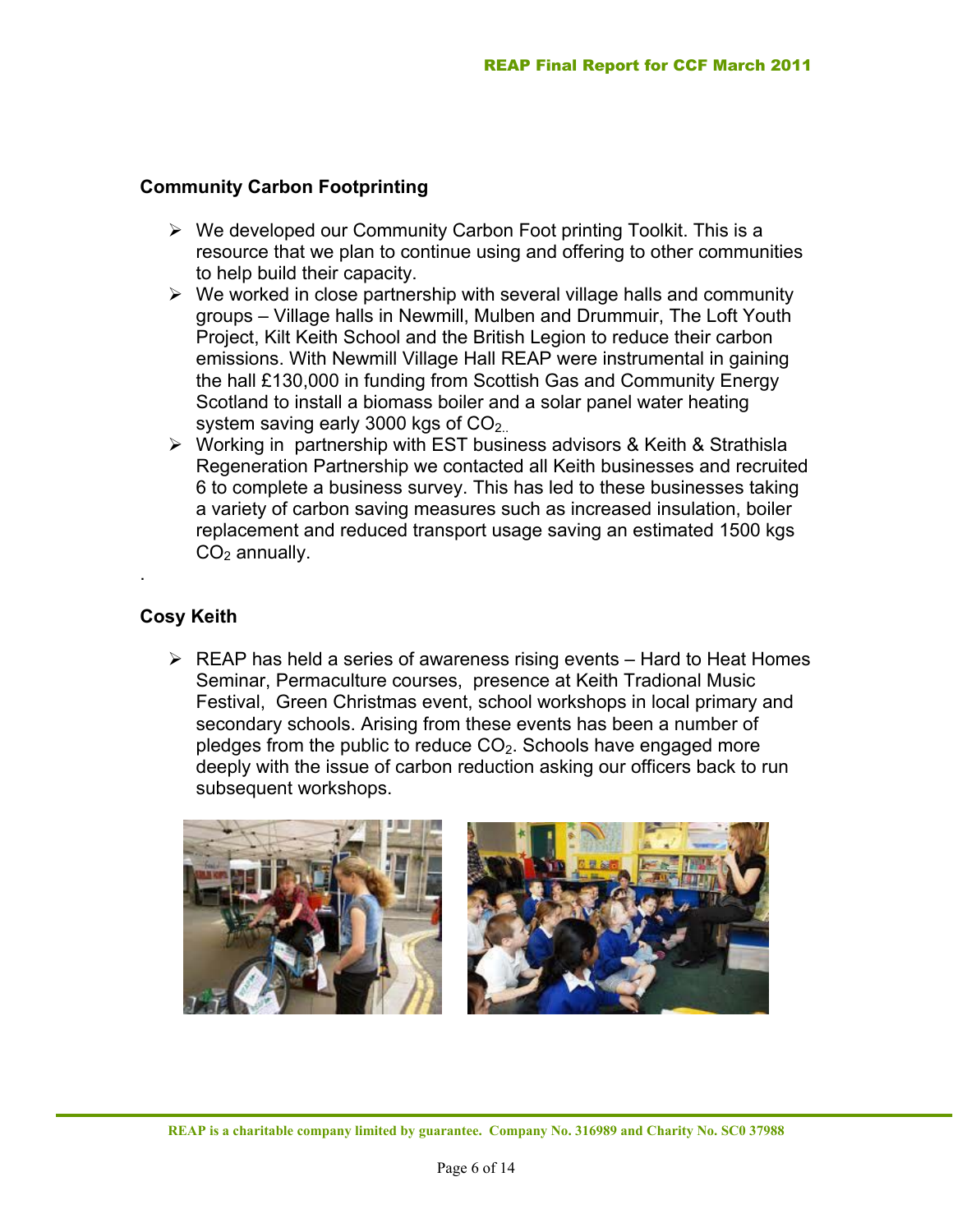## Community Carbon Footprinting

- We developed our Community Carbon Foot printing Toolkit. This is a resource that we plan to continue using and offering to other communities to help build their capacity.
- We worked in close partnership with several village halls and community groups – Village halls in Newmill, Mulben and Drummuir, The Loft Youth Project, Kilt Keith School and the British Legion to reduce their carbon emissions. With Newmill Village Hall REAP were instrumental in gaining the hall £130,000 in funding from Scottish Gas and Community Energy Scotland to install a biomass boiler and a solar panel water heating system saving early 3000 kgs of $CO_2$..
- Working in partnership with EST business advisors & Keith & Strathisla Regeneration Partnership we contacted all Keith businesses and recruited 6 to complete a business survey. This has led to these businesses taking a variety of carbon saving measures such as increased insulation, boiler replacement and reduced transport usage saving an estimated 1500 kgs $CO_2$ annually.

.

## Cosy Keith

- REAP has held a series of awareness rising events – Hard to Heat Homes Seminar, Permaculture courses, presence at Keith Tradional Music Festival, Green Christmas event, school workshops in local primary and secondary schools. Arising from these events has been a number of pledges from the public to reduce $CO_2$. Schools have engaged more deeply with the issue of carbon reduction asking our officers back to run subsequent workshops.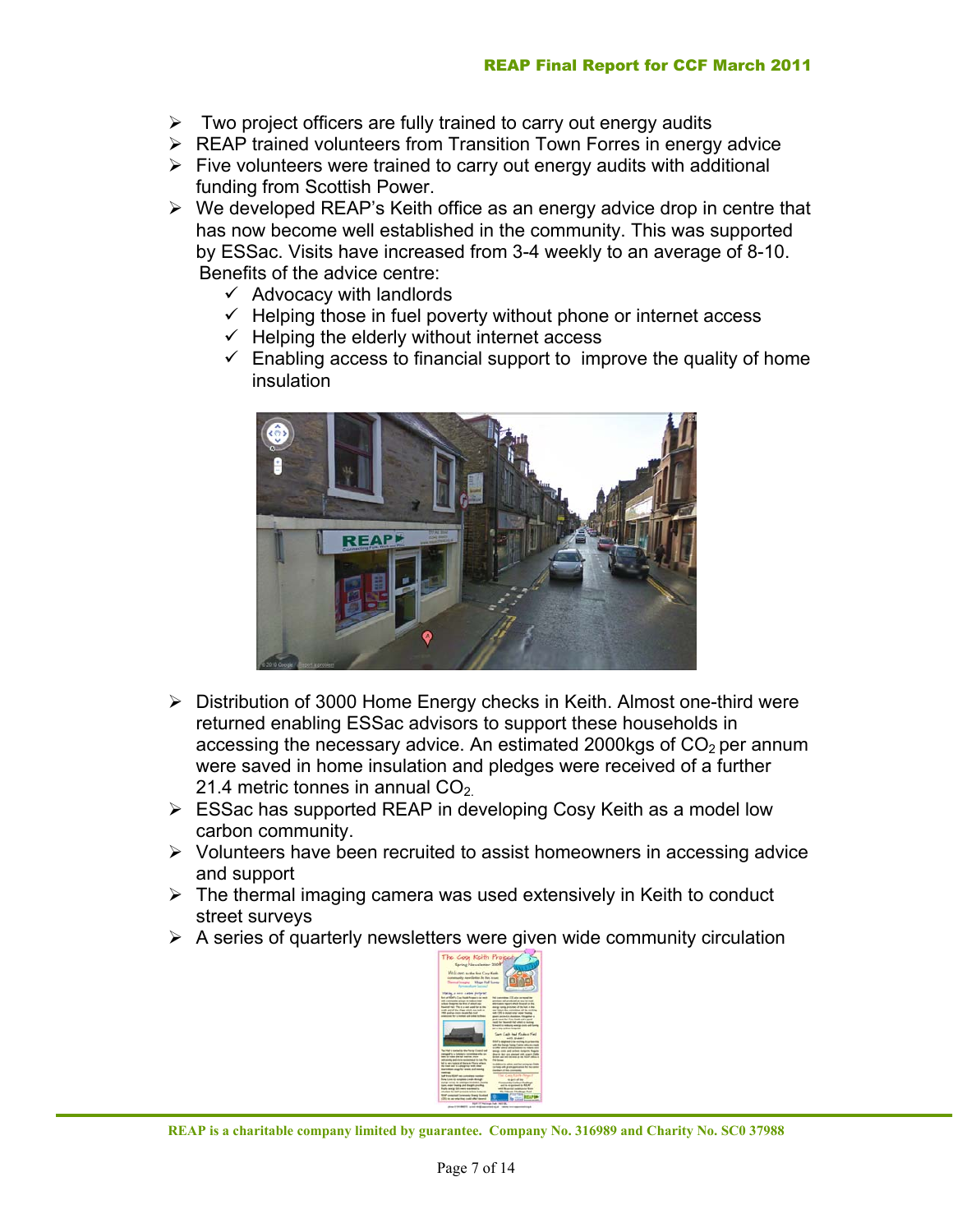- Two project officers are fully trained to carry out energy audits
- REAP trained volunteers from Transition Town Forres in energy advice
- Five volunteers were trained to carry out energy audits with additional funding from Scottish Power.
- We developed REAP's Keith office as an energy advice drop in centre that has now become well established in the community. This was supported by ESSac. Visits have increased from 3-4 weekly to an average of 8-10. Benefits of the advice centre:
  - ✓ Advocacy with landlords
  - ✓ Helping those in fuel poverty without phone or internet access
  - ✓ Helping the elderly without internet access
  - ✓ Enabling access to financial support to improve the quality of home insulation

- Distribution of 3000 Home Energy checks in Keith. Almost one-third were returned enabling ESSac advisors to support these households in accessing the necessary advice. An estimated 2000kgs of $CO_2$ per annum were saved in home insulation and pledges were received of a further 21.4 metric tonnes in annual $CO_2$.
- ESSac has supported REAP in developing Cosy Keith as a model low carbon community.
- Volunteers have been recruited to assist homeowners in accessing advice and support
- The thermal imaging camera was used extensively in Keith to conduct street surveys
- A series of quarterly newsletters were given wide community circulation

REAP is a charitable company limited by guarantee. Company No. 316989 and Charity No. SC0 37988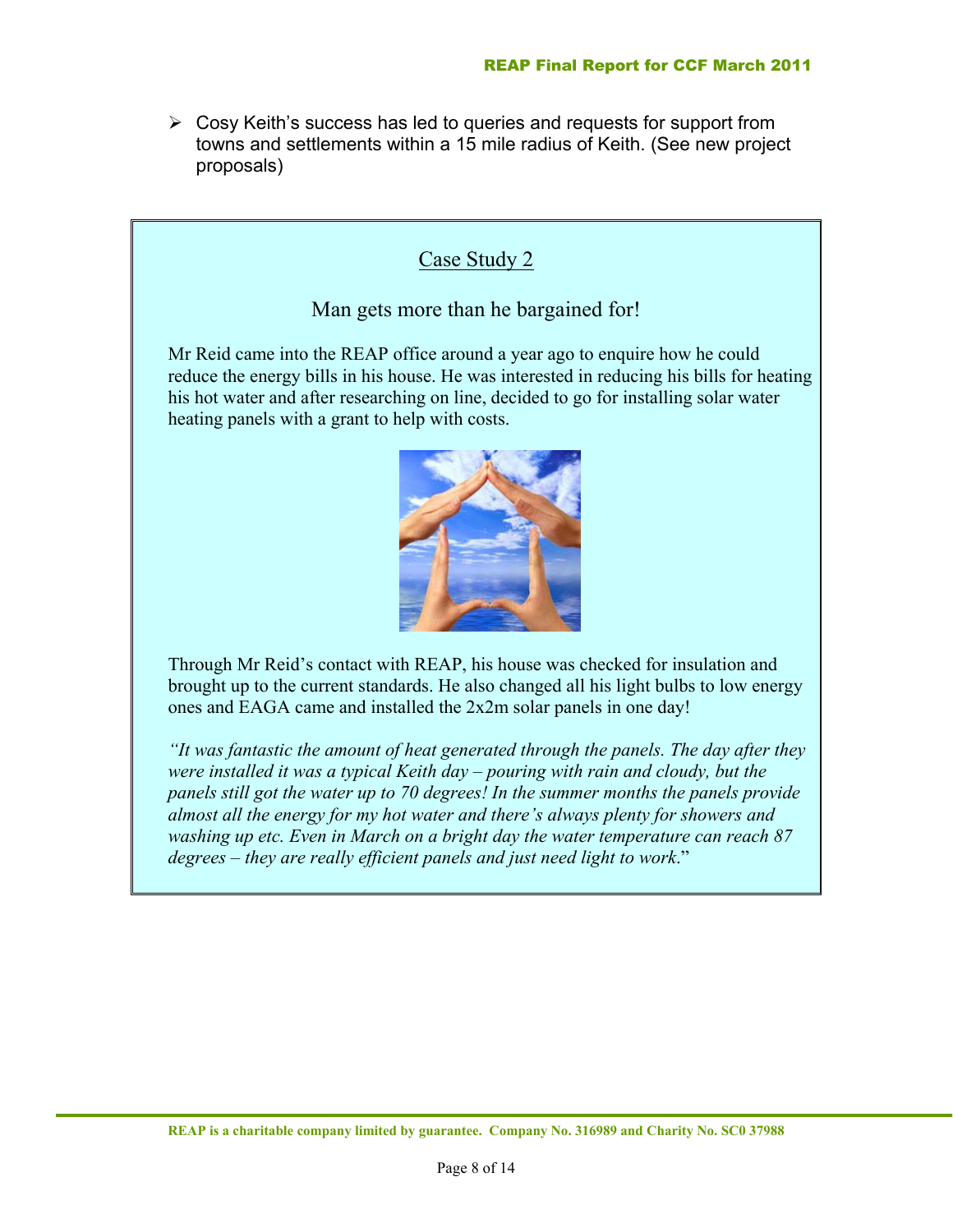- Cosy Keith's success has led to queries and requests for support from towns and settlements within a 15 mile radius of Keith. (See new project proposals)

## Case Study 2

### Man gets more than he bargained for!

Mr Reid came into the REAP office around a year ago to enquire how he could reduce the energy bills in his house. He was interested in reducing his bills for heating his hot water and after researching on line, decided to go for installing solar water heating panels with a grant to help with costs.

Through Mr Reid's contact with REAP, his house was checked for insulation and brought up to the current standards. He also changed all his light bulbs to low energy ones and EAGA came and installed the 2x2m solar panels in one day!

*"It was fantastic the amount of heat generated through the panels. The day after they were installed it was a typical Keith day – pouring with rain and cloudy, but the panels still got the water up to 70 degrees! In the summer months the panels provide almost all the energy for my hot water and there's always plenty for showers and washing up etc. Even in March on a bright day the water temperature can reach 87 degrees – they are really efficient panels and just need light to work.*"

**REAP is a charitable company limited by guarantee. Company No. 316989 and Charity No. SC0 37988**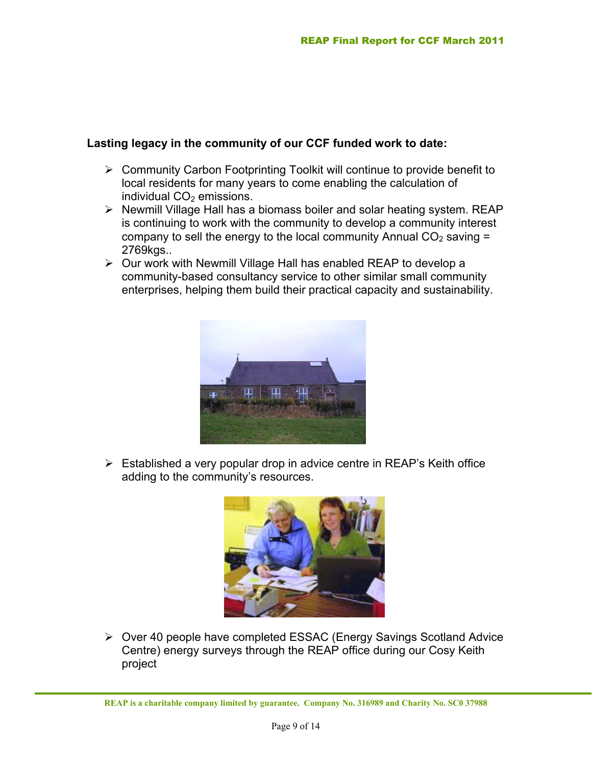**Lasting legacy in the community of our CCF funded work to date:**

- Community Carbon Footprinting Toolkit will continue to provide benefit to local residents for many years to come enabling the calculation of individual $CO_2$ emissions.
- Newmill Village Hall has a biomass boiler and solar heating system. REAP is continuing to work with the community to develop a community interest company to sell the energy to the local community Annual $CO_2$ saving = 2769kgs..
- Our work with Newmill Village Hall has enabled REAP to develop a community-based consultancy service to other similar small community enterprises, helping them build their practical capacity and sustainability.

- Established a very popular drop in advice centre in REAP's Keith office adding to the community's resources.

- Over 40 people have completed ESSAC (Energy Savings Scotland Advice Centre) energy surveys through the REAP office during our Cosy Keith project

REAP is a charitable company limited by guarantee. Company No. 316989 and Charity No. SC0 37988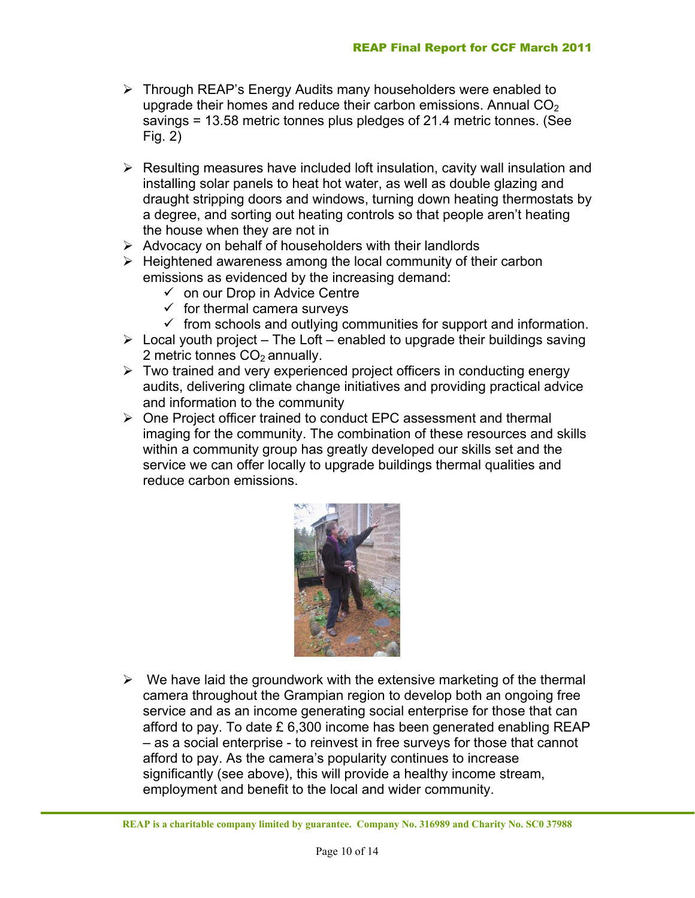- Through REAP's Energy Audits many householders were enabled to upgrade their homes and reduce their carbon emissions. Annual $CO_2$ savings = 13.58 metric tonnes plus pledges of 21.4 metric tonnes. (See Fig. 2)

- Resulting measures have included loft insulation, cavity wall insulation and installing solar panels to heat hot water, as well as double glazing and draught stripping doors and windows, turning down heating thermostats by a degree, and sorting out heating controls so that people aren't heating the house when they are not in
- Advocacy on behalf of householders with their landlords
- Heightened awareness among the local community of their carbon emissions as evidenced by the increasing demand:
  - ✓ on our Drop in Advice Centre
  - ✓ for thermal camera surveys
  - ✓ from schools and outlying communities for support and information.
- Local youth project – The Loft – enabled to upgrade their buildings saving 2 metric tonnes $CO_2$ annually.
- Two trained and very experienced project officers in conducting energy audits, delivering climate change initiatives and providing practical advice and information to the community
- One Project officer trained to conduct EPC assessment and thermal imaging for the community. The combination of these resources and skills within a community group has greatly developed our skills set and the service we can offer locally to upgrade buildings thermal qualities and reduce carbon emissions.

- We have laid the groundwork with the extensive marketing of the thermal camera throughout the Grampian region to develop both an ongoing free service and as an income generating social enterprise for those that can afford to pay. To date £ 6,300 income has been generated enabling REAP – as a social enterprise - to reinvest in free surveys for those that cannot afford to pay. As the camera's popularity continues to increase significantly (see above), this will provide a healthy income stream, employment and benefit to the local and wider community.

REAP is a charitable company limited by guarantee. Company No. 316989 and Charity No. SC0 37988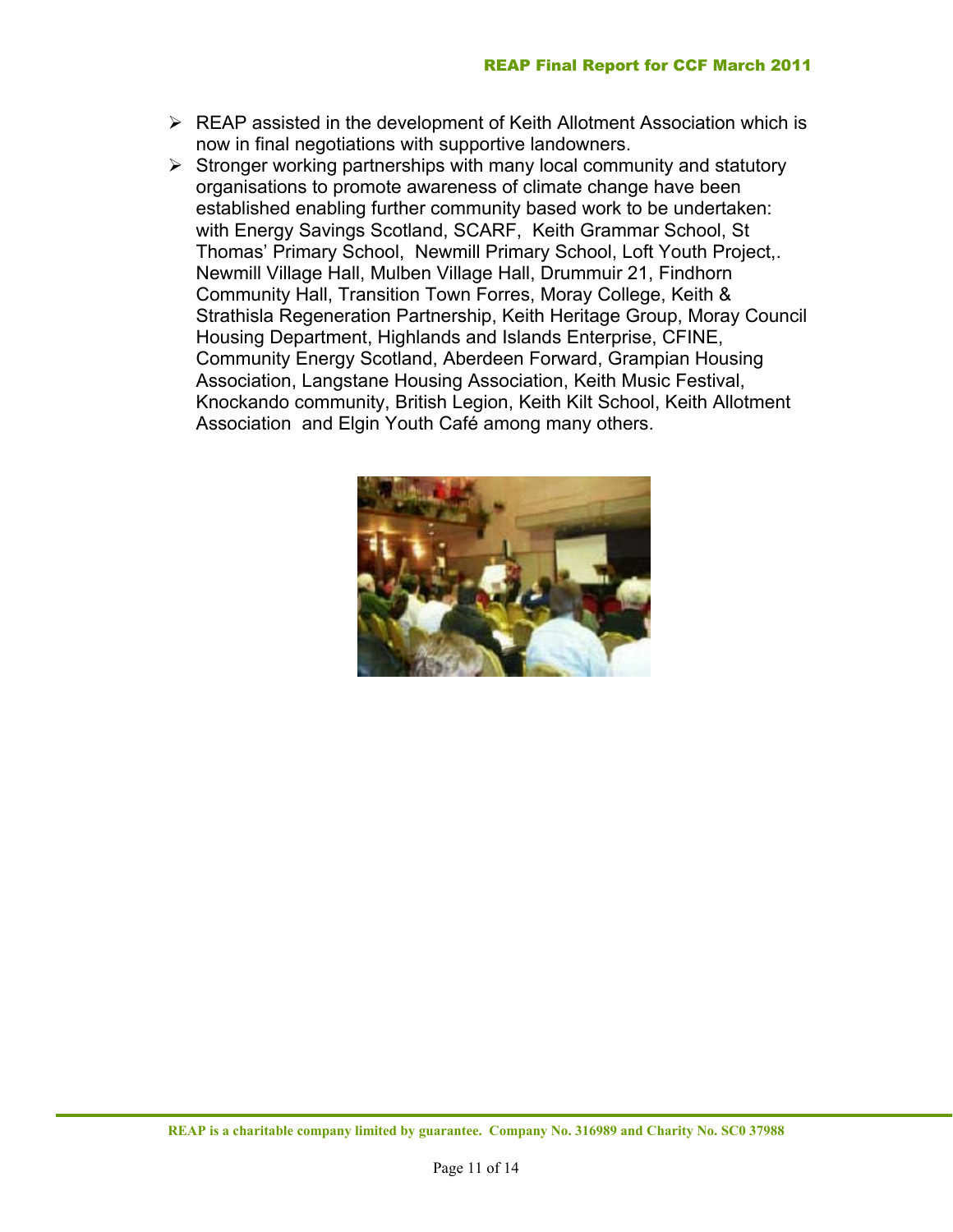- REAP assisted in the development of Keith Allotment Association which is now in final negotiations with supportive landowners.
- Stronger working partnerships with many local community and statutory organisations to promote awareness of climate change have been established enabling further community based work to be undertaken: with Energy Savings Scotland, SCARF, Keith Grammar School, St Thomas' Primary School, Newmill Primary School, Loft Youth Project,. Newmill Village Hall, Mulben Village Hall, Drummuir 21, Findhorn Community Hall, Transition Town Forres, Moray College, Keith & Strathisla Regeneration Partnership, Keith Heritage Group, Moray Council Housing Department, Highlands and Islands Enterprise, CFINE, Community Energy Scotland, Aberdeen Forward, Grampian Housing Association, Langstane Housing Association, Keith Music Festival, Knockando community, British Legion, Keith Kilt School, Keith Allotment Association and Elgin Youth Café among many others.

REAP is a charitable company limited by guarantee. Company No. 316989 and Charity No. SC0 37988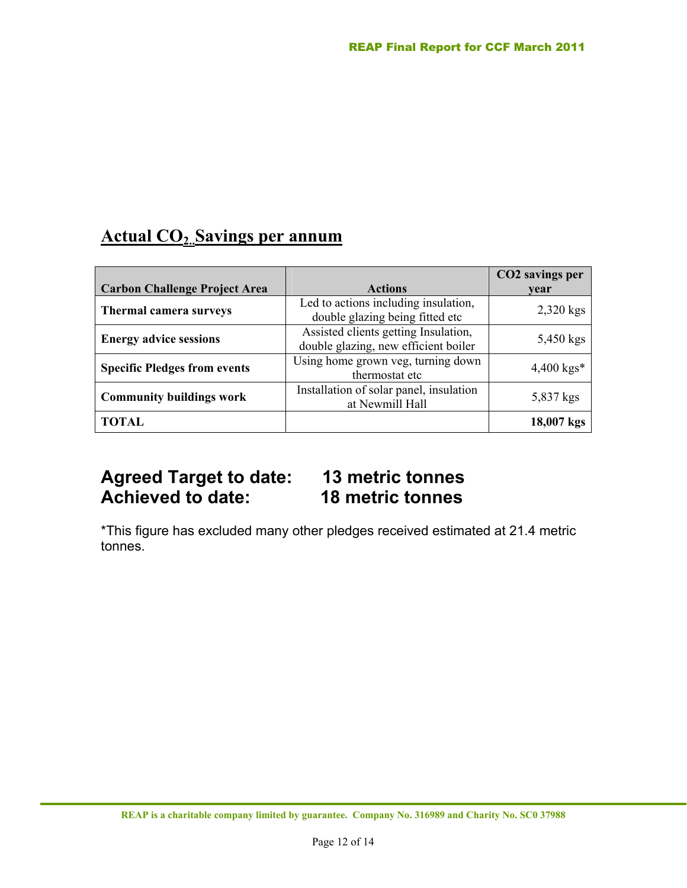## Actual $CO_2$ Savings per annum

| Carbon Challenge Project Area | Actions | CO2 savings per year |
|---|---|---|
| **Thermal camera surveys** | Led to actions including insulation, double glazing being fitted etc | 2,320 kgs |
| **Energy advice sessions** | Assisted clients getting Insulation, double glazing, new efficient boiler | 5,450 kgs |
| **Specific Pledges from events** | Using home grown veg, turning down thermostat etc | 4,400 kgs* |
| **Community buildings work** | Installation of solar panel, insulation at Newmill Hall | 5,837 kgs |
| **TOTAL** | | **18,007 kgs** |

**Agreed Target to date: 13 metric tonnes**
**Achieved to date: 18 metric tonnes**

*This figure has excluded many other pledges received estimated at 21.4 metric tonnes.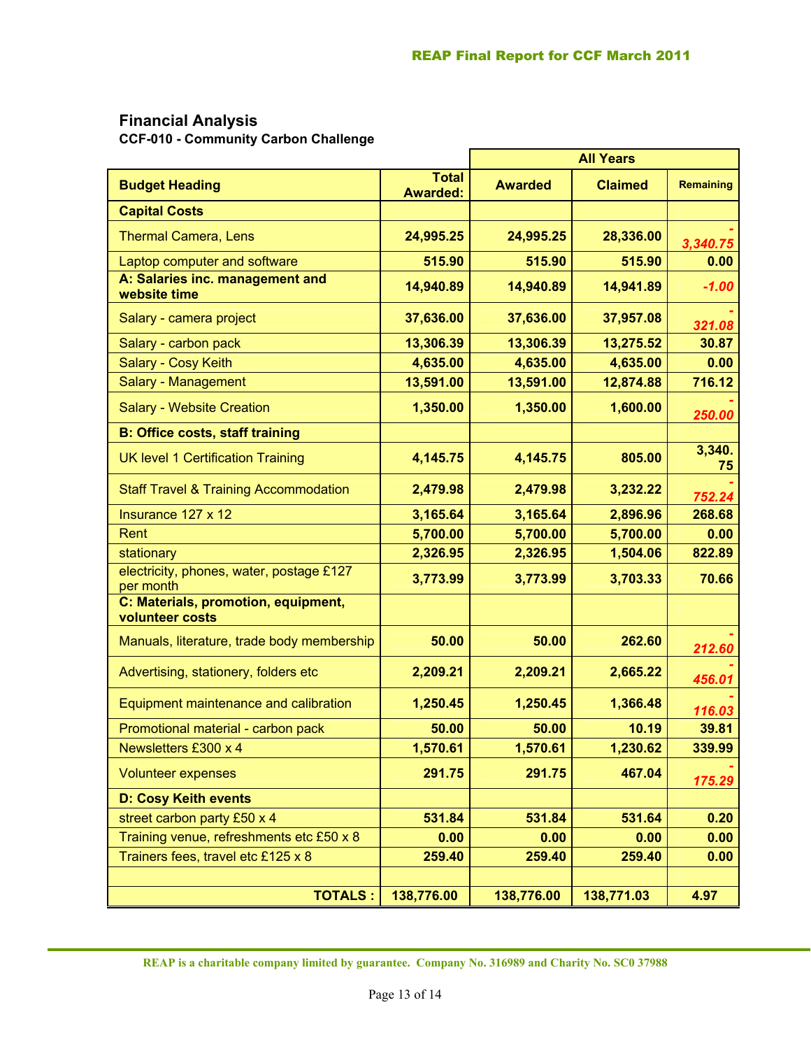## Financial Analysis

**CCF-010 - Community Carbon Challenge**

| Budget Heading | Total Awarded: | All Years | | |
|---|---|---|---|---|
| | | Awarded | Claimed | Remaining |
| **Capital Costs** | | | | |
| Thermal Camera, Lens | **24,995.25** | **24,995.25** | **28,336.00** | *-3,340.75* |
| Laptop computer and software | **515.90** | **515.90** | **515.90** | **0.00** |
| **A: Salaries inc. management and website time** | **14,940.89** | **14,940.89** | **14,941.89** | *-1.00* |
| Salary - camera project | **37,636.00** | **37,636.00** | **37,957.08** | *-321.08* |
| Salary - carbon pack | **13,306.39** | **13,306.39** | **13,275.52** | **30.87** |
| Salary - Cosy Keith | **4,635.00** | **4,635.00** | **4,635.00** | **0.00** |
| Salary - Management | **13,591.00** | **13,591.00** | **12,874.88** | **716.12** |
| Salary - Website Creation | **1,350.00** | **1,350.00** | **1,600.00** | *-250.00* |
| **B: Office costs, staff training** | | | | |
| UK level 1 Certification Training | **4,145.75** | **4,145.75** | **805.00** | **3,340.75** |
| Staff Travel & Training Accommodation | **2,479.98** | **2,479.98** | **3,232.22** | *-752.24* |
| Insurance 127 x 12 | **3,165.64** | **3,165.64** | **2,896.96** | **268.68** |
| Rent | **5,700.00** | **5,700.00** | **5,700.00** | **0.00** |
| stationary | **2,326.95** | **2,326.95** | **1,504.06** | **822.89** |
| electricity, phones, water, postage £127 per month | **3,773.99** | **3,773.99** | **3,703.33** | **70.66** |
| **C: Materials, promotion, equipment, volunteer costs** | | | | |
| Manuals, literature, trade body membership | **50.00** | **50.00** | **262.60** | *-212.60* |
| Advertising, stationery, folders etc | **2,209.21** | **2,209.21** | **2,665.22** | *-456.01* |
| Equipment maintenance and calibration | **1,250.45** | **1,250.45** | **1,366.48** | *-116.03* |
| Promotional material - carbon pack | **50.00** | **50.00** | **10.19** | **39.81** |
| Newsletters £300 x 4 | **1,570.61** | **1,570.61** | **1,230.62** | **339.99** |
| Volunteer expenses | **291.75** | **291.75** | **467.04** | *-175.29* |
| **D: Cosy Keith events** | | | | |
| street carbon party £50 x 4 | **531.84** | **531.84** | **531.64** | **0.20** |
| Training venue, refreshments etc £50 x 8 | **0.00** | **0.00** | **0.00** | **0.00** |
| Trainers fees, travel etc £125 x 8 | **259.40** | **259.40** | **259.40** | **0.00** |
| | | | | |
| **TOTALS :** | **138,776.00** | **138,776.00** | **138,771.03** | **4.97** |

REAP is a charitable company limited by guarantee. Company No. 316989 and Charity No. SC0 37988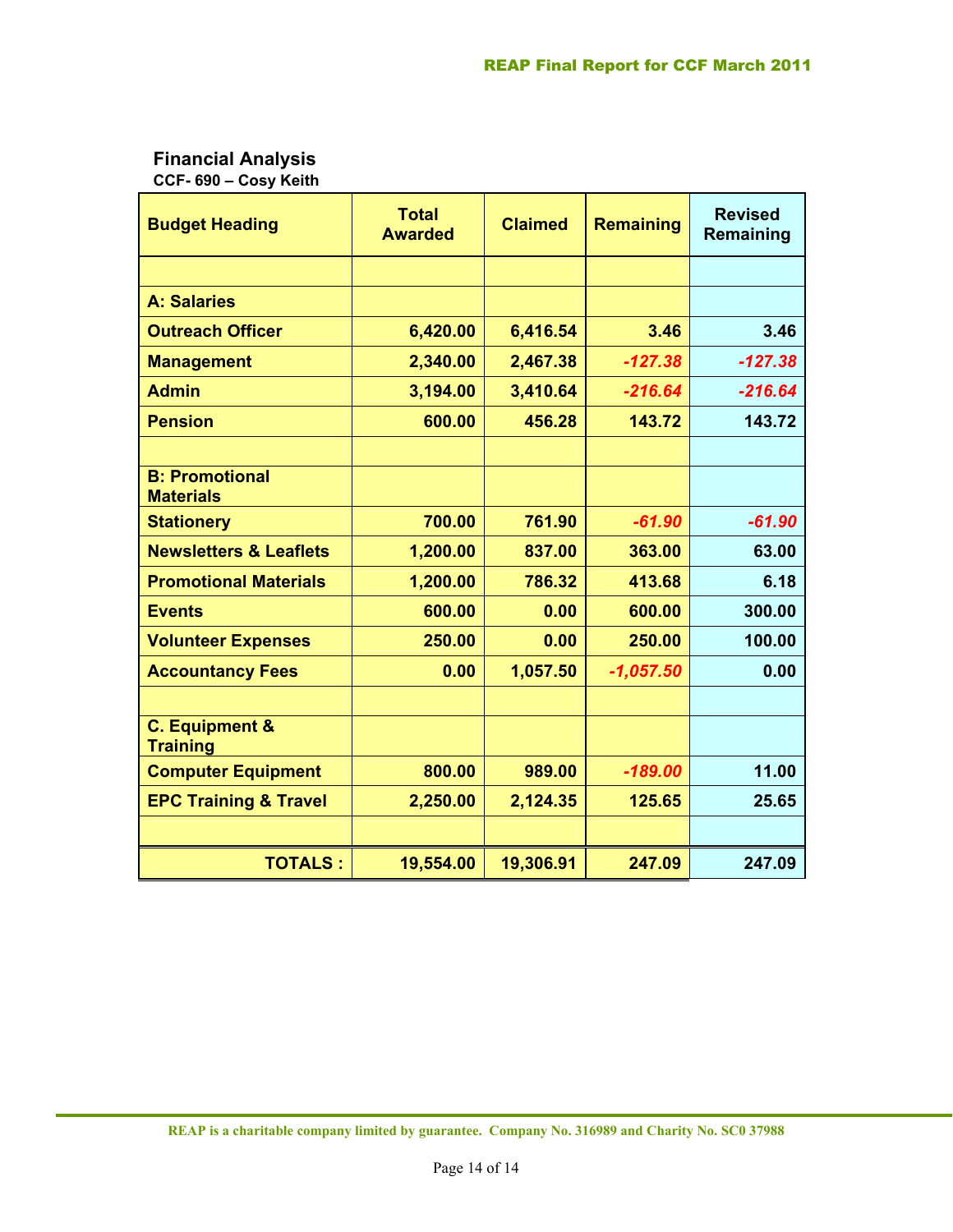## Financial Analysis

**CCF- 690 – Cosy Keith**

| Budget Heading | Total Awarded | Claimed | Remaining | Revised Remaining |
|---|---|---|---|---|
| | | | | |
| **A: Salaries** | | | | |
| **Outreach Officer** | 6,420.00 | 6,416.54 | 3.46 | 3.46 |
| **Management** | 2,340.00 | 2,467.38 | *-127.38* | *-127.38* |
| **Admin** | 3,194.00 | 3,410.64 | *-216.64* | *-216.64* |
| **Pension** | 600.00 | 456.28 | 143.72 | 143.72 |
| | | | | |
| **B: Promotional Materials** | | | | |
| **Stationery** | 700.00 | 761.90 | *-61.90* | *-61.90* |
| **Newsletters & Leaflets** | 1,200.00 | 837.00 | 363.00 | 63.00 |
| **Promotional Materials** | 1,200.00 | 786.32 | 413.68 | 6.18 |
| **Events** | 600.00 | 0.00 | 600.00 | 300.00 |
| **Volunteer Expenses** | 250.00 | 0.00 | 250.00 | 100.00 |
| **Accountancy Fees** | 0.00 | 1,057.50 | *-1,057.50* | 0.00 |
| | | | | |
| **C. Equipment & Training** | | | | |
| **Computer Equipment** | 800.00 | 989.00 | *-189.00* | 11.00 |
| **EPC Training & Travel** | 2,250.00 | 2,124.35 | 125.65 | 25.65 |
| | | | | |
| **TOTALS :** | 19,554.00 | 19,306.91 | 247.09 | 247.09 |

REAP is a charitable company limited by guarantee. Company No. 316989 and Charity No. SC0 37988